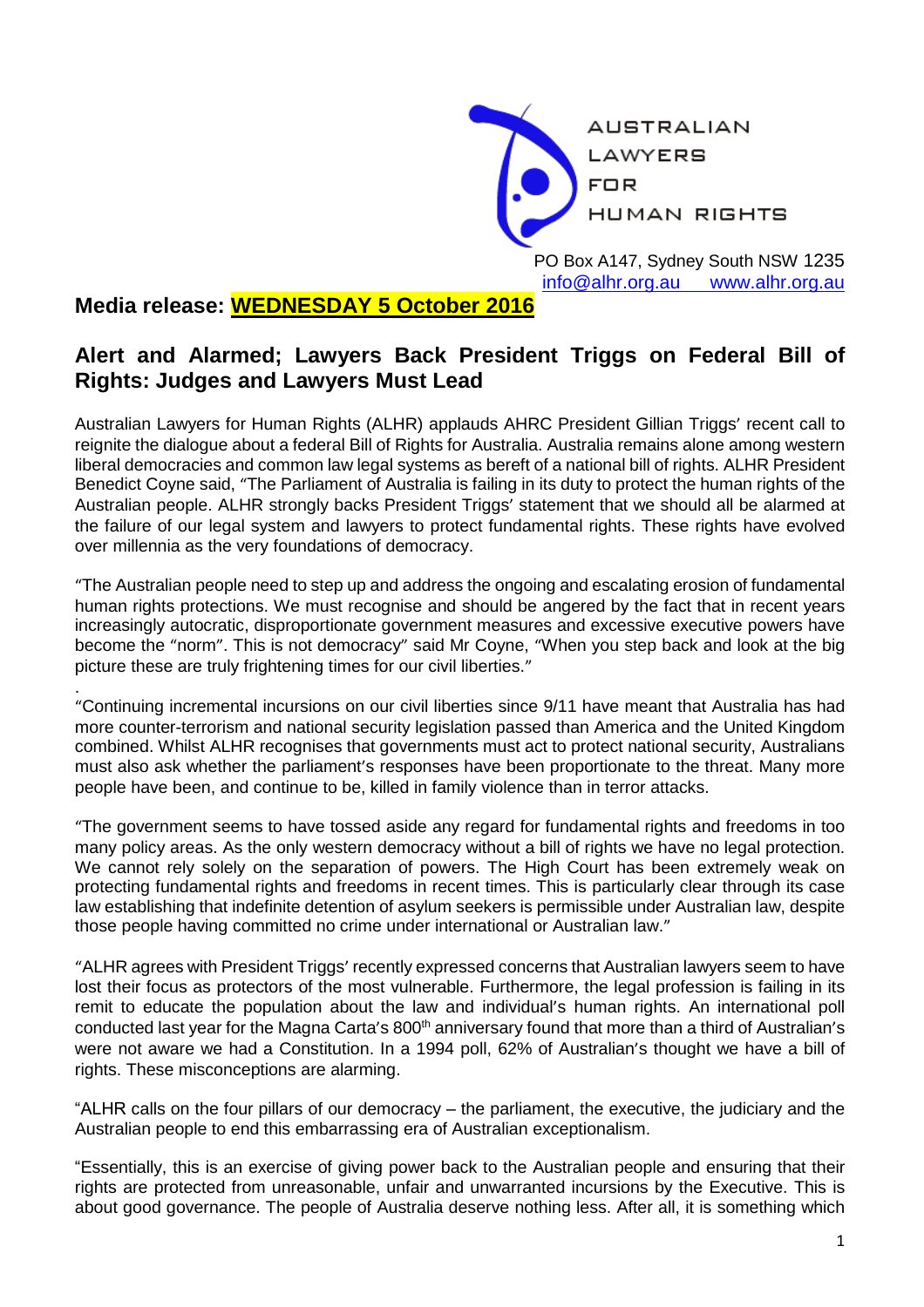AUSTRALIAN LAWYERS FOR HUMAN RIGHTS

PO Box A147, Sydney South NSW 1235
info@alhr.org.au www.alhr.org.au

**Media release: WEDNESDAY 5 October 2016**

## Alert and Alarmed; Lawyers Back President Triggs on Federal Bill of Rights: Judges and Lawyers Must Lead

Australian Lawyers for Human Rights (ALHR) applauds AHRC President Gillian Triggs' recent call to reignite the dialogue about a federal Bill of Rights for Australia. Australia remains alone among western liberal democracies and common law legal systems as bereft of a national bill of rights. ALHR President Benedict Coyne said, "The Parliament of Australia is failing in its duty to protect the human rights of the Australian people. ALHR strongly backs President Triggs' statement that we should all be alarmed at the failure of our legal system and lawyers to protect fundamental rights. These rights have evolved over millennia as the very foundations of democracy.

"The Australian people need to step up and address the ongoing and escalating erosion of fundamental human rights protections. We must recognise and should be angered by the fact that in recent years increasingly autocratic, disproportionate government measures and excessive executive powers have become the "norm". This is not democracy" said Mr Coyne, "When you step back and look at the big picture these are truly frightening times for our civil liberties."

"Continuing incremental incursions on our civil liberties since 9/11 have meant that Australia has had more counter-terrorism and national security legislation passed than America and the United Kingdom combined. Whilst ALHR recognises that governments must act to protect national security, Australians must also ask whether the parliament's responses have been proportionate to the threat. Many more people have been, and continue to be, killed in family violence than in terror attacks.

"The government seems to have tossed aside any regard for fundamental rights and freedoms in too many policy areas. As the only western democracy without a bill of rights we have no legal protection. We cannot rely solely on the separation of powers. The High Court has been extremely weak on protecting fundamental rights and freedoms in recent times. This is particularly clear through its case law establishing that indefinite detention of asylum seekers is permissible under Australian law, despite those people having committed no crime under international or Australian law."

"ALHR agrees with President Triggs' recently expressed concerns that Australian lawyers seem to have lost their focus as protectors of the most vulnerable. Furthermore, the legal profession is failing in its remit to educate the population about the law and individual's human rights. An international poll conducted last year for the Magna Carta's 800th anniversary found that more than a third of Australian's were not aware we had a Constitution. In a 1994 poll, 62% of Australian's thought we have a bill of rights. These misconceptions are alarming.

"ALHR calls on the four pillars of our democracy – the parliament, the executive, the judiciary and the Australian people to end this embarrassing era of Australian exceptionalism.

"Essentially, this is an exercise of giving power back to the Australian people and ensuring that their rights are protected from unreasonable, unfair and unwarranted incursions by the Executive. This is about good governance. The people of Australia deserve nothing less. After all, it is something which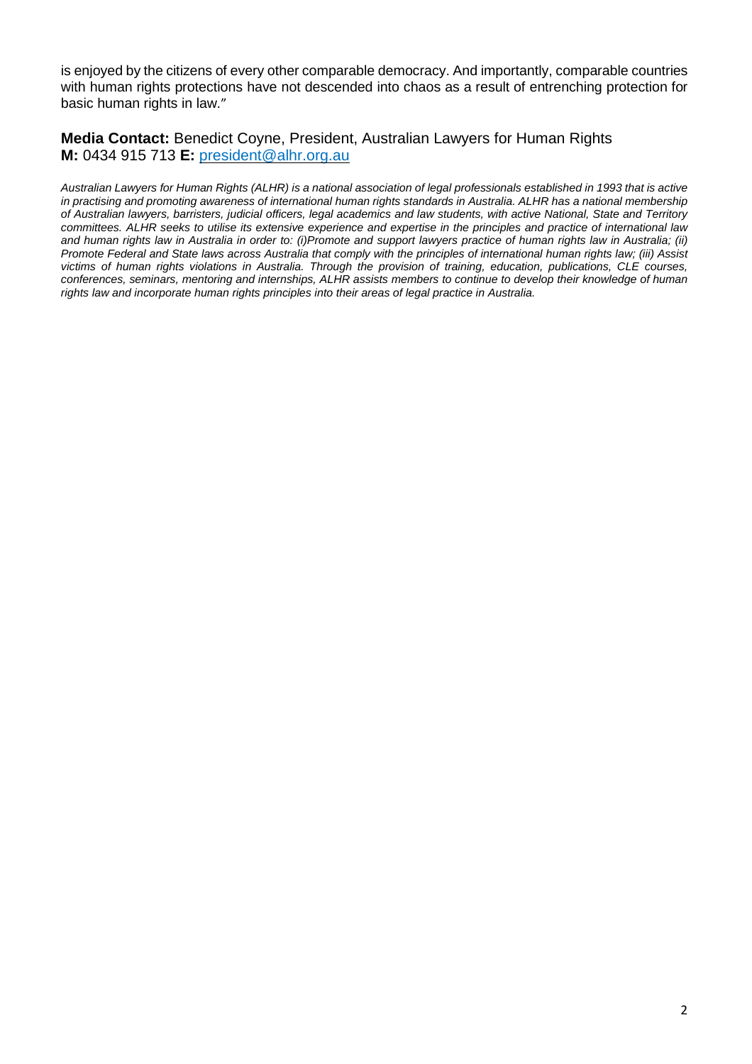is enjoyed by the citizens of every other comparable democracy. And importantly, comparable countries with human rights protections have not descended into chaos as a result of entrenching protection for basic human rights in law."

**Media Contact:** Benedict Coyne, President, Australian Lawyers for Human Rights
**M:** 0434 915 713 **E:** president@alhr.org.au

*Australian Lawyers for Human Rights (ALHR) is a national association of legal professionals established in 1993 that is active in practising and promoting awareness of international human rights standards in Australia. ALHR has a national membership of Australian lawyers, barristers, judicial officers, legal academics and law students, with active National, State and Territory committees. ALHR seeks to utilise its extensive experience and expertise in the principles and practice of international law and human rights law in Australia in order to: (i)Promote and support lawyers practice of human rights law in Australia; (ii) Promote Federal and State laws across Australia that comply with the principles of international human rights law; (iii) Assist victims of human rights violations in Australia. Through the provision of training, education, publications, CLE courses, conferences, seminars, mentoring and internships, ALHR assists members to continue to develop their knowledge of human rights law and incorporate human rights principles into their areas of legal practice in Australia.*